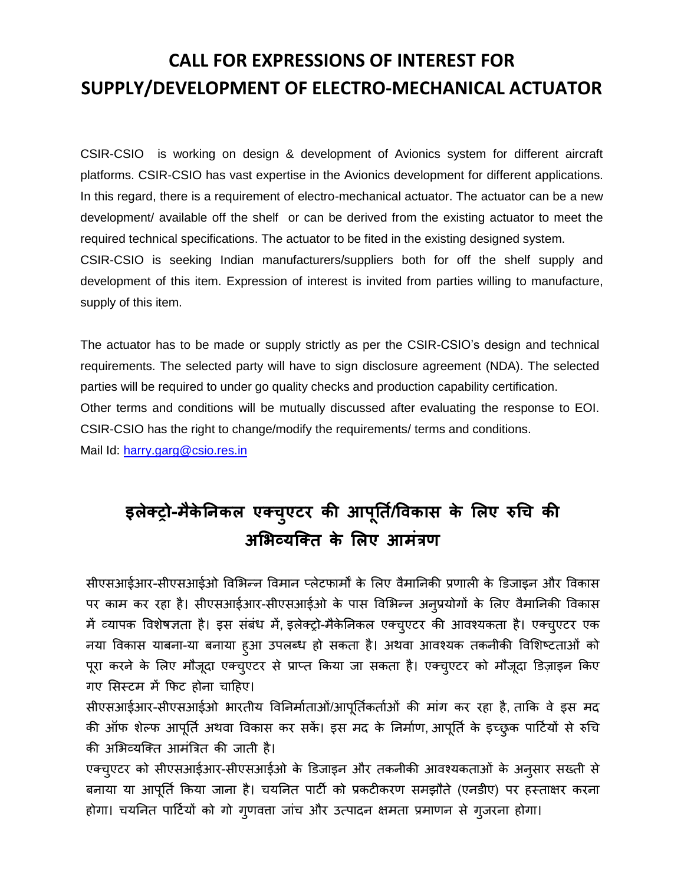# CALL FOR EXPRESSIONS OF INTEREST FOR SUPPLY/DEVELOPMENT OF ELECTRO-MECHANICAL ACTUATOR

CSIR-CSIO is working on design & development of Avionics system for different aircraft platforms. CSIR-CSIO has vast expertise in the Avionics development for different applications. In this regard, there is a requirement of electro-mechanical actuator. The actuator can be a new development/ available off the shelf or can be derived from the existing actuator to meet the required technical specifications. The actuator to be fited in the existing designed system.
CSIR-CSIO is seeking Indian manufacturers/suppliers both for off the shelf supply and development of this item. Expression of interest is invited from parties willing to manufacture, supply of this item.

The actuator has to be made or supply strictly as per the CSIR-CSIO's design and technical requirements. The selected party will have to sign disclosure agreement (NDA). The selected parties will be required to under go quality checks and production capability certification.
Other terms and conditions will be mutually discussed after evaluating the response to EOI. CSIR-CSIO has the right to change/modify the requirements/ terms and conditions.
Mail Id: harry.garg@csio.res.in

# इलेक्ट्रो-मैकेनिकल एक्चुएटर की आपूर्ति/विकास के लिए रुचि की अभिव्यक्ति के लिए आमंत्रण

सीएसआईआर-सीएसआईओ विभिन्न विमान प्लेटफार्मों के लिए वैमानिकी प्रणाली के डिजाइन और विकास पर काम कर रहा है। सीएसआईआर-सीएसआईओ के पास विभिन्न अनुप्रयोगों के लिए वैमानिकी विकास में व्यापक विशेषज्ञता है। इस संबंध में, इलेक्ट्रो-मैकेनिकल एक्चुएटर की आवश्यकता है। एक्चुएटर एक नया विकास याबना-या बनाया हुआ उपलब्ध हो सकता है। अथवा आवश्यक तकनीकी विशिष्टताओं को पूरा करने के लिए मौजूदा एक्चुएटर से प्राप्त किया जा सकता है। एक्चुएटर को मौजूदा डिज़ाइन किए गए सिस्टम में फिट होना चाहिए।
सीएसआईआर-सीएसआईओ भारतीय विनिर्माताओं/आपूर्तिकर्ताओं की मांग कर रहा है, ताकि वे इस मद की ऑफ शेल्फ आपूर्ति अथवा विकास कर सकें। इस मद के निर्माण, आपूर्ति के इच्छुक पार्टियों से रुचि की अभिव्यक्ति आमंत्रित की जाती है।
एक्चुएटर को सीएसआईआर-सीएसआईओ के डिजाइन और तकनीकी आवश्यकताओं के अनुसार सख्ती से बनाया या आपूर्ति किया जाना है। चयनित पार्टी को प्रकटीकरण समझौते (एनडीए) पर हस्ताक्षर करना होगा। चयनित पार्टियों को गो गुणवत्ता जांच और उत्पादन क्षमता प्रमाणन से गुजरना होगा।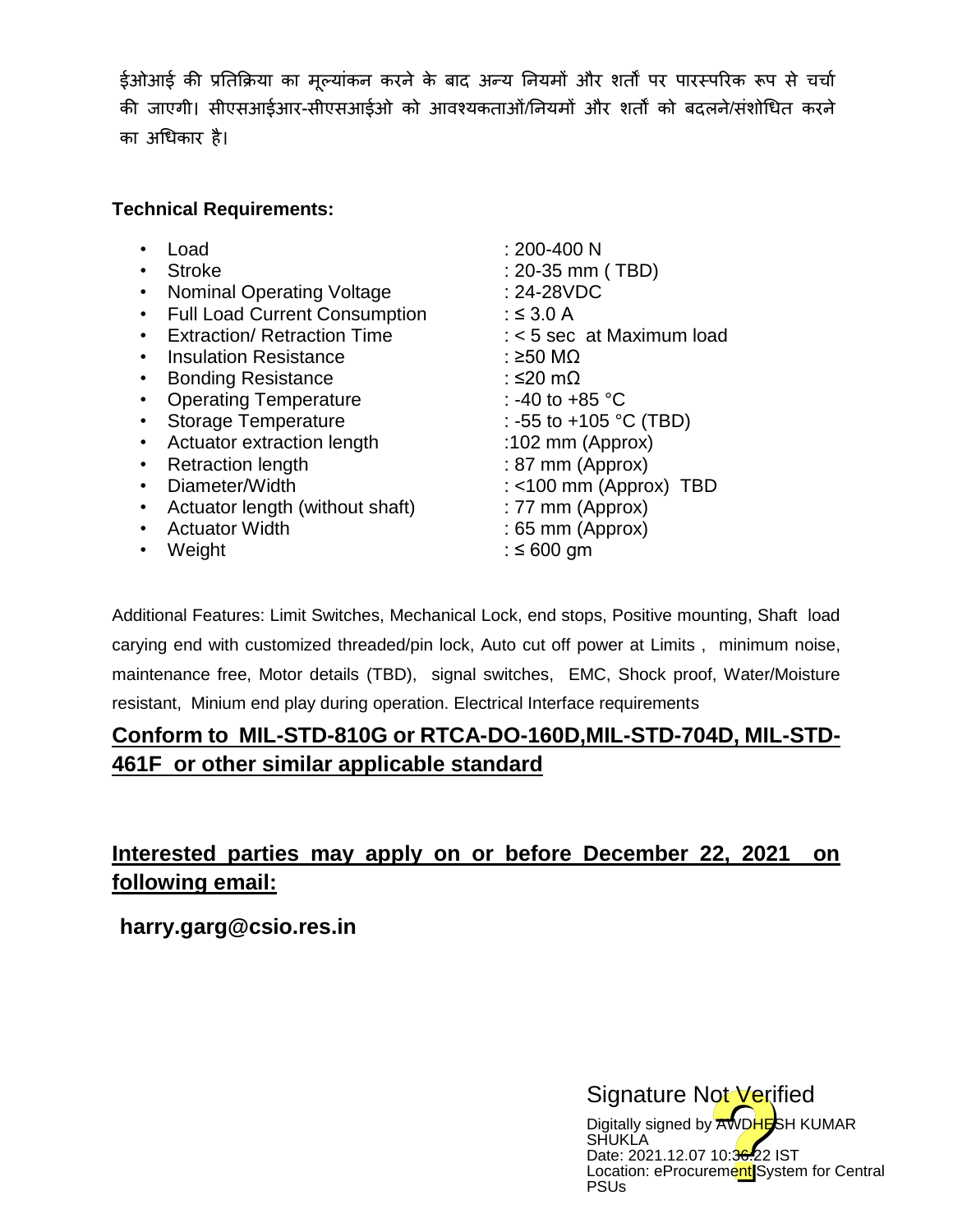ईओआई की प्रतिक्रिया का मूल्यांकन करने के बाद अन्य नियमों और शर्तों पर पारस्परिक रूप से चर्चा की जाएगी। सीएसआईआर-सीएसआईओ को आवश्यकताओं/नियमों और शर्तों को बदलने/संशोधित करने का अधिकार है।

**Technical Requirements:**

- Load : 200-400 N
- Stroke : 20-35 mm ( TBD)
- Nominal Operating Voltage : 24-28VDC
- Full Load Current Consumption : ≤ 3.0 A
- Extraction/ Retraction Time : < 5 sec at Maximum load
- Insulation Resistance : ≥50 MΩ
- Bonding Resistance : ≤20 mΩ
- Operating Temperature : -40 to +85 °C
- Storage Temperature : -55 to +105 °C (TBD)
- Actuator extraction length :102 mm (Approx)
- Retraction length : 87 mm (Approx)
- Diameter/Width : <100 mm (Approx) TBD
- Actuator length (without shaft) : 77 mm (Approx)
- Actuator Width : 65 mm (Approx)
- Weight : ≤ 600 gm

Additional Features: Limit Switches, Mechanical Lock, end stops, Positive mounting, Shaft load carying end with customized threaded/pin lock, Auto cut off power at Limits , minimum noise, maintenance free, Motor details (TBD), signal switches, EMC, Shock proof, Water/Moisture resistant, Minium end play during operation. Electrical Interface requirements

**Conform to MIL-STD-810G or RTCA-DO-160D,MIL-STD-704D, MIL-STD-461F or other similar applicable standard**

**Interested parties may apply on or before December 22, 2021 on following email:**

**harry.garg@csio.res.in**

Signature Not Verified

Digitally signed by AWDHESH KUMAR SHUKLA
Date: 2021.12.07 10:36:22 IST
Location: eProcurement System for Central PSUs